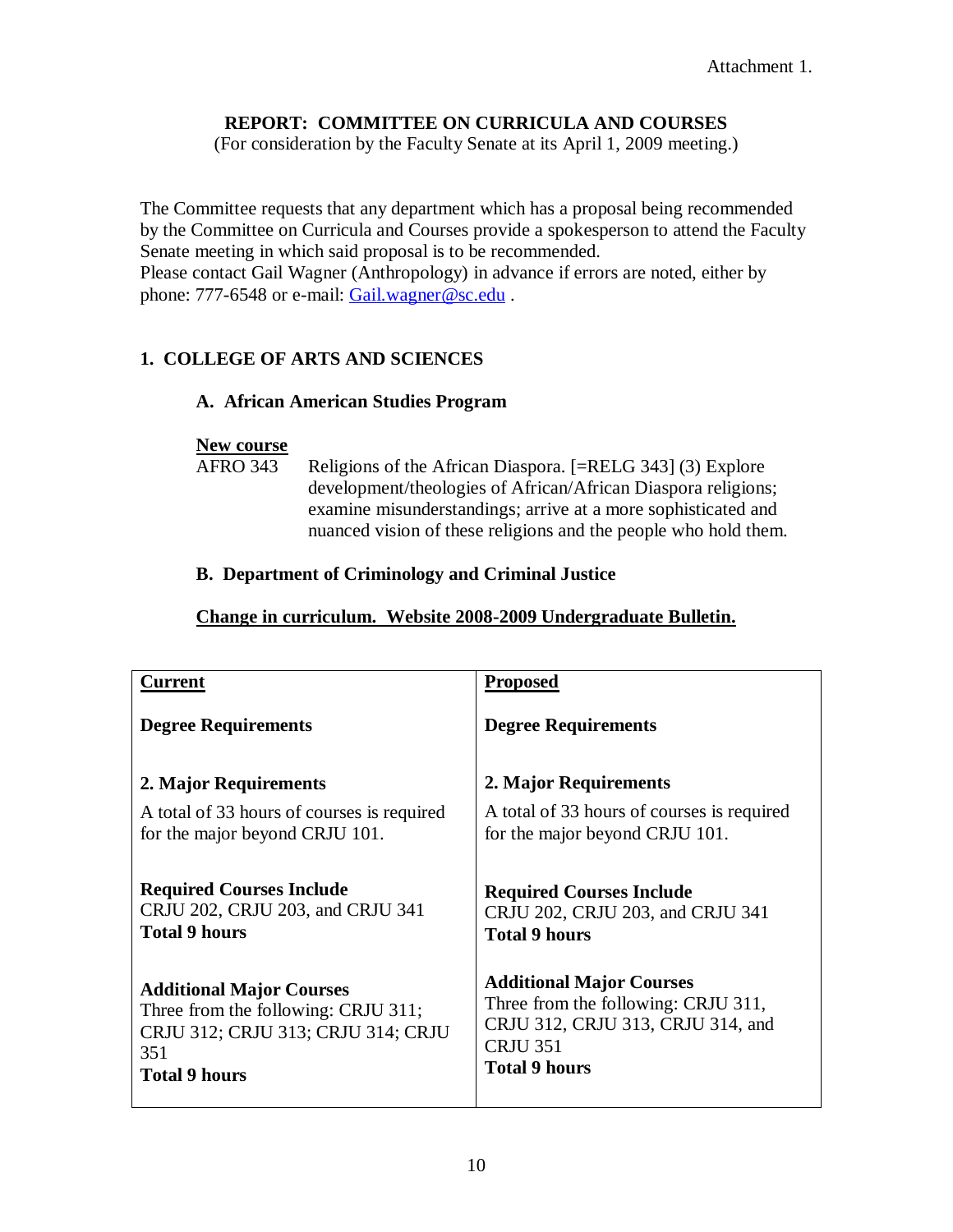Attachment 1.

# REPORT: COMMITTEE ON CURRICULA AND COURSES

(For consideration by the Faculty Senate at its April 1, 2009 meeting.)

The Committee requests that any department which has a proposal being recommended by the Committee on Curricula and Courses provide a spokesperson to attend the Faculty Senate meeting in which said proposal is to be recommended.
Please contact Gail Wagner (Anthropology) in advance if errors are noted, either by phone: 777-6548 or e-mail: Gail.wagner@sc.edu .

## 1. COLLEGE OF ARTS AND SCIENCES

### A. African American Studies Program

**New course**

AFRO 343 Religions of the African Diaspora. [=RELG 343] (3) Explore development/theologies of African/African Diaspora religions; examine misunderstandings; arrive at a more sophisticated and nuanced vision of these religions and the people who hold them.

### B. Department of Criminology and Criminal Justice

**Change in curriculum. Website 2008-2009 Undergraduate Bulletin.**

| Current | Proposed |
|---|---|
| **Degree Requirements** | **Degree Requirements** |
| **2. Major Requirements**<br>A total of 33 hours of courses is required for the major beyond CRJU 101. | **2. Major Requirements**<br>A total of 33 hours of courses is required for the major beyond CRJU 101. |
| **Required Courses Include**<br>CRJU 202, CRJU 203, and CRJU 341<br>**Total 9 hours** | **Required Courses Include**<br>CRJU 202, CRJU 203, and CRJU 341<br>**Total 9 hours** |
| **Additional Major Courses**<br>Three from the following: CRJU 311; CRJU 312; CRJU 313; CRJU 314; CRJU 351<br>**Total 9 hours** | **Additional Major Courses**<br>Three from the following: CRJU 311, CRJU 312, CRJU 313, CRJU 314, and CRJU 351<br>**Total 9 hours** |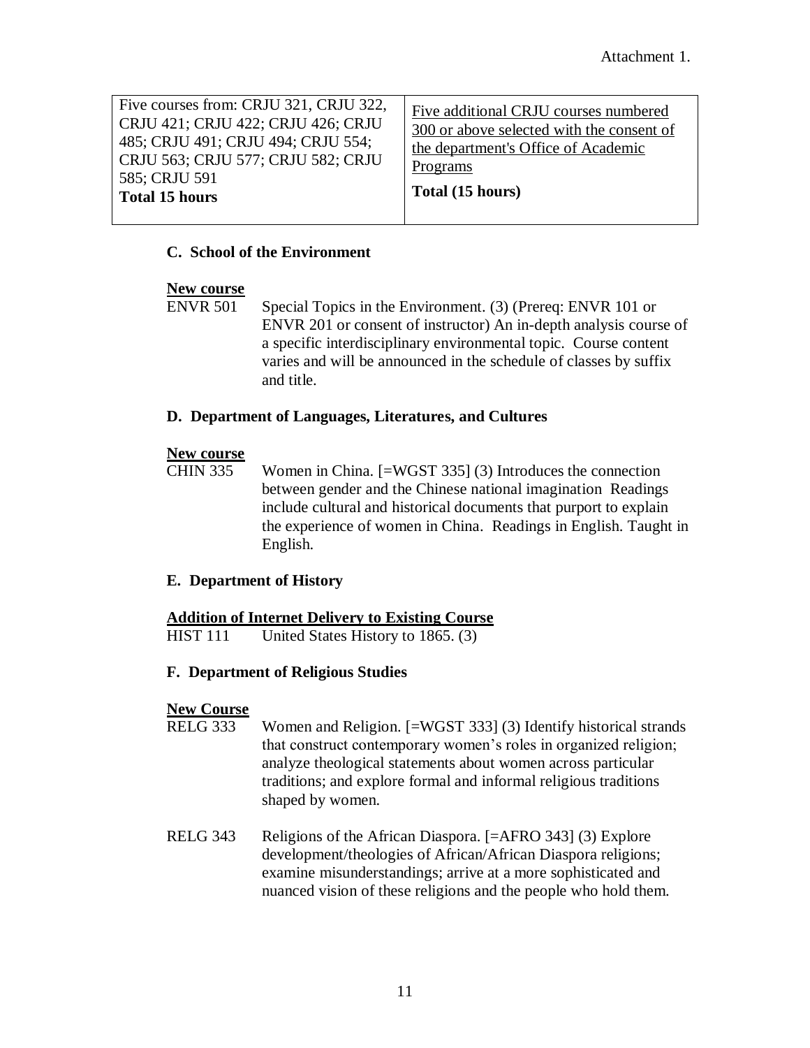Attachment 1.

| Five courses from: CRJU 321, CRJU 322, CRJU 421; CRJU 422; CRJU 426; CRJU 485; CRJU 491; CRJU 494; CRJU 554; CRJU 563; CRJU 577; CRJU 582; CRJU 585; CRJU 591 **Total 15 hours** | <u>Five additional CRJU courses numbered 300 or above selected with the consent of the department's Office of Academic Programs</u> **Total (15 hours)** |
|---|---|

**C. School of the Environment**

**<u>New course</u>**

ENVR 501 Special Topics in the Environment. (3) (Prereq: ENVR 101 or ENVR 201 or consent of instructor) An in-depth analysis course of a specific interdisciplinary environmental topic. Course content varies and will be announced in the schedule of classes by suffix and title.

**D. Department of Languages, Literatures, and Cultures**

**<u>New course</u>**

CHIN 335 Women in China. [=WGST 335] (3) Introduces the connection between gender and the Chinese national imagination Readings include cultural and historical documents that purport to explain the experience of women in China. Readings in English. Taught in English.

**E. Department of History**

**<u>Addition of Internet Delivery to Existing Course</u>**

HIST 111 United States History to 1865. (3)

**F. Department of Religious Studies**

**<u>New Course</u>**

RELG 333 Women and Religion. [=WGST 333] (3) Identify historical strands that construct contemporary women's roles in organized religion; analyze theological statements about women across particular traditions; and explore formal and informal religious traditions shaped by women.

RELG 343 Religions of the African Diaspora. [=AFRO 343] (3) Explore development/theologies of African/African Diaspora religions; examine misunderstandings; arrive at a more sophisticated and nuanced vision of these religions and the people who hold them.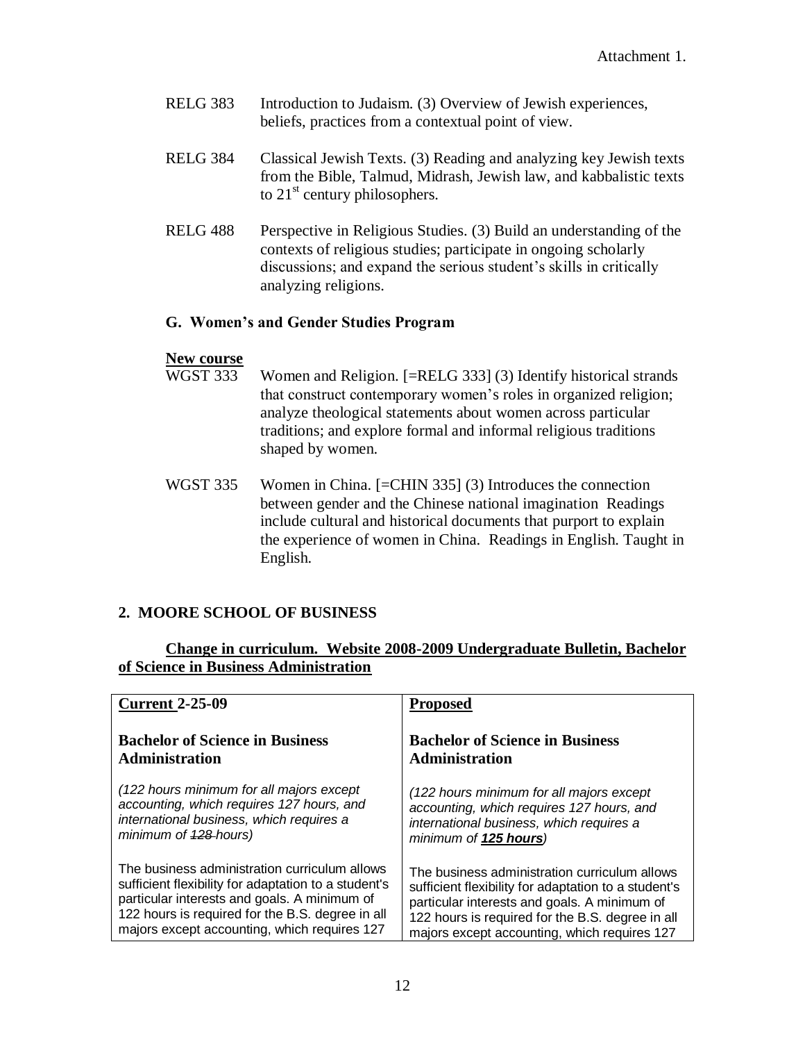Attachment 1.

RELG 383 Introduction to Judaism. (3) Overview of Jewish experiences, beliefs, practices from a contextual point of view.

RELG 384 Classical Jewish Texts. (3) Reading and analyzing key Jewish texts from the Bible, Talmud, Midrash, Jewish law, and kabbalistic texts to 21st century philosophers.

RELG 488 Perspective in Religious Studies. (3) Build an understanding of the contexts of religious studies; participate in ongoing scholarly discussions; and expand the serious student's skills in critically analyzing religions.

### G. Women's and Gender Studies Program

**New course**

WGST 333 Women and Religion. [=RELG 333] (3) Identify historical strands that construct contemporary women's roles in organized religion; analyze theological statements about women across particular traditions; and explore formal and informal religious traditions shaped by women.

WGST 335 Women in China. [=CHIN 335] (3) Introduces the connection between gender and the Chinese national imagination Readings include cultural and historical documents that purport to explain the experience of women in China. Readings in English. Taught in English.

## 2. MOORE SCHOOL OF BUSINESS

**Change in curriculum. Website 2008-2009 Undergraduate Bulletin, Bachelor of Science in Business Administration**

| **Current 2-25-09** | **Proposed** |
|---|---|
| **Bachelor of Science in Business Administration** | **Bachelor of Science in Business Administration** |
| *(122 hours minimum for all majors except accounting, which requires 127 hours, and international business, which requires a minimum of ~~128~~ hours)* | *(122 hours minimum for all majors except accounting, which requires 127 hours, and international business, which requires a minimum of **125 hours**)* |
| The business administration curriculum allows sufficient flexibility for adaptation to a student's particular interests and goals. A minimum of 122 hours is required for the B.S. degree in all majors except accounting, which requires 127 | The business administration curriculum allows sufficient flexibility for adaptation to a student's particular interests and goals. A minimum of 122 hours is required for the B.S. degree in all majors except accounting, which requires 127 |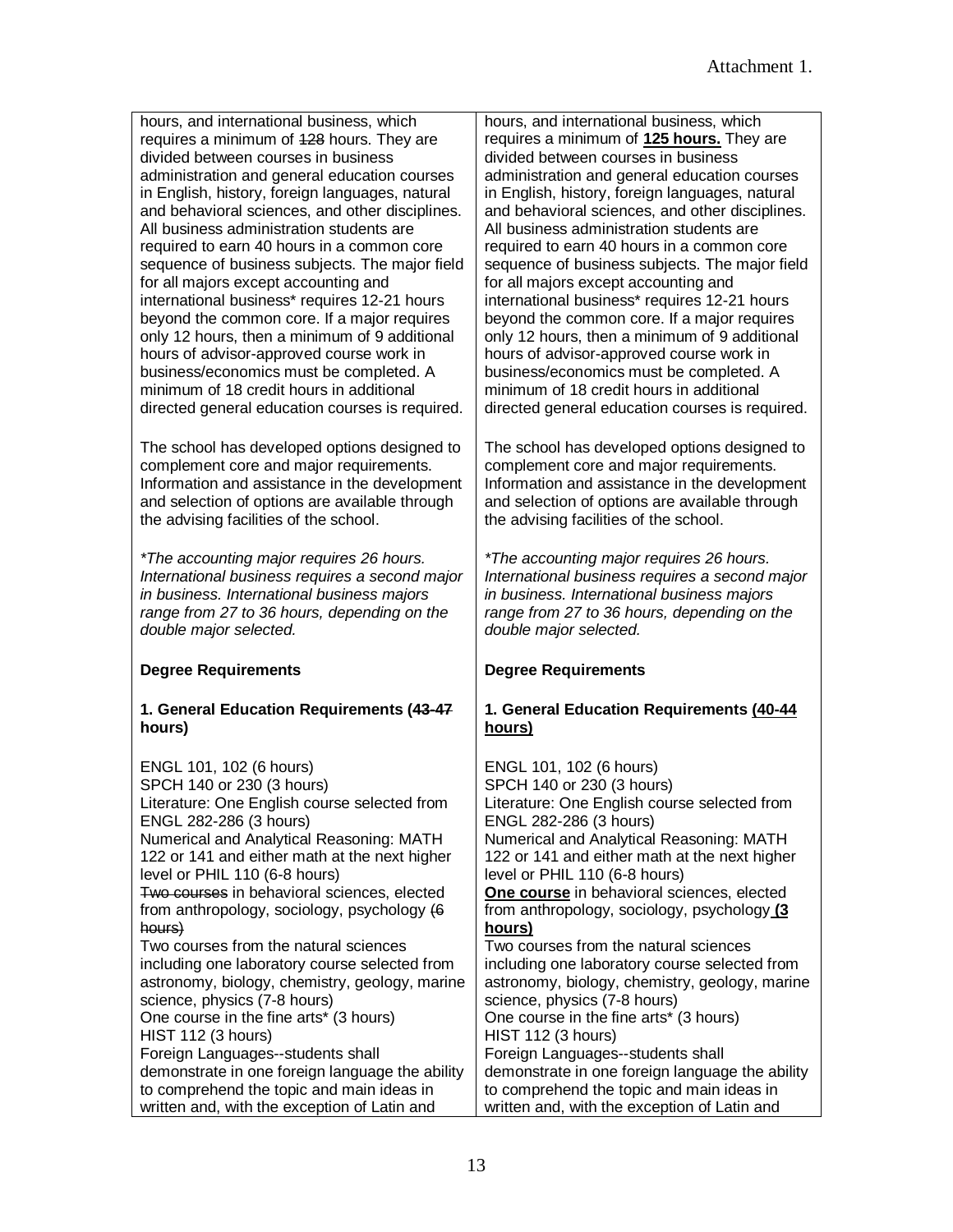Attachment 1.

| | |
|---|---|
| hours, and international business, which requires a minimum of ~~128~~ hours. They are divided between courses in business administration and general education courses in English, history, foreign languages, natural and behavioral sciences, and other disciplines. All business administration students are required to earn 40 hours in a common core sequence of business subjects. The major field for all majors except accounting and international business* requires 12-21 hours beyond the common core. If a major requires only 12 hours, then a minimum of 9 additional hours of advisor-approved course work in business/economics must be completed. A minimum of 18 credit hours in additional directed general education courses is required.<br><br>The school has developed options designed to complement core and major requirements. Information and assistance in the development and selection of options are available through the advising facilities of the school.<br><br>*\*The accounting major requires 26 hours. International business requires a second major in business. International business majors range from 27 to 36 hours, depending on the double major selected.*<br><br>**Degree Requirements**<br><br>**1. General Education Requirements (~~43-47~~ hours)**<br><br>ENGL 101, 102 (6 hours)<br>SPCH 140 or 230 (3 hours)<br>Literature: One English course selected from ENGL 282-286 (3 hours)<br>Numerical and Analytical Reasoning: MATH 122 or 141 and either math at the next higher level or PHIL 110 (6-8 hours)<br>~~Two courses~~ in behavioral sciences, elected from anthropology, sociology, psychology ~~(6 hours)~~<br>Two courses from the natural sciences including one laboratory course selected from astronomy, biology, chemistry, geology, marine science, physics (7-8 hours)<br>One course in the fine arts* (3 hours)<br>HIST 112 (3 hours)<br>Foreign Languages--students shall demonstrate in one foreign language the ability to comprehend the topic and main ideas in written and, with the exception of Latin and | hours, and international business, which requires a minimum of **<u>125 hours.</u>** They are divided between courses in business administration and general education courses in English, history, foreign languages, natural and behavioral sciences, and other disciplines. All business administration students are required to earn 40 hours in a common core sequence of business subjects. The major field for all majors except accounting and international business* requires 12-21 hours beyond the common core. If a major requires only 12 hours, then a minimum of 9 additional hours of advisor-approved course work in business/economics must be completed. A minimum of 18 credit hours in additional directed general education courses is required.<br><br>The school has developed options designed to complement core and major requirements. Information and assistance in the development and selection of options are available through the advising facilities of the school.<br><br>*\*The accounting major requires 26 hours. International business requires a second major in business. International business majors range from 27 to 36 hours, depending on the double major selected.*<br><br>**Degree Requirements**<br><br>**1. General Education Requirements <u>(40-44 hours)</u>**<br><br>ENGL 101, 102 (6 hours)<br>SPCH 140 or 230 (3 hours)<br>Literature: One English course selected from ENGL 282-286 (3 hours)<br>Numerical and Analytical Reasoning: MATH 122 or 141 and either math at the next higher level or PHIL 110 (6-8 hours)<br>**<u>One course</u>** in behavioral sciences, elected from anthropology, sociology, psychology **<u>(3 hours)</u>**<br>Two courses from the natural sciences including one laboratory course selected from astronomy, biology, chemistry, geology, marine science, physics (7-8 hours)<br>One course in the fine arts* (3 hours)<br>HIST 112 (3 hours)<br>Foreign Languages--students shall demonstrate in one foreign language the ability to comprehend the topic and main ideas in written and, with the exception of Latin and |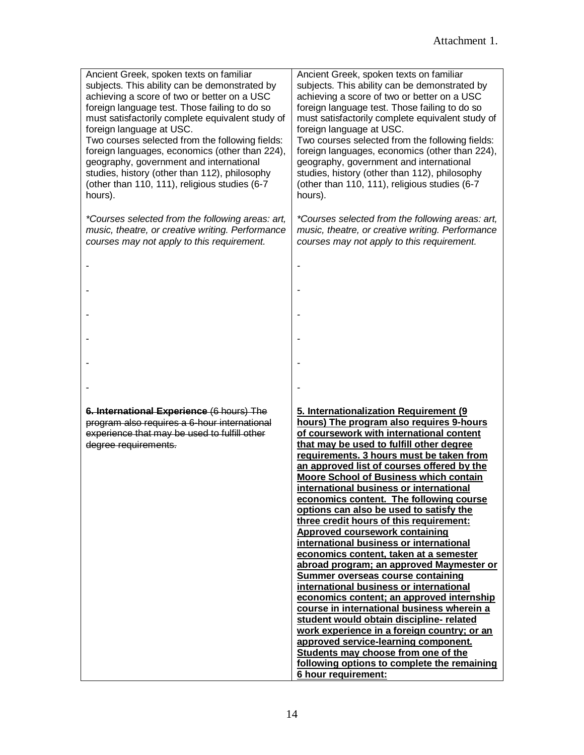Attachment 1.

| | |
|---|---|
| Ancient Greek, spoken texts on familiar subjects. This ability can be demonstrated by achieving a score of two or better on a USC foreign language test. Those failing to do so must satisfactorily complete equivalent study of foreign language at USC.<br>Two courses selected from the following fields: foreign languages, economics (other than 224), geography, government and international studies, history (other than 112), philosophy (other than 110, 111), religious studies (6-7 hours).<br><br>*\*Courses selected from the following areas: art, music, theatre, or creative writing. Performance courses may not apply to this requirement.*<br><br>-<br><br>-<br><br>-<br><br>-<br><br>-<br><br>-<br><br>~~**6. International Experience** (6 hours) The program also requires a 6-hour international experience that may be used to fulfill other degree requirements.~~ | Ancient Greek, spoken texts on familiar subjects. This ability can be demonstrated by achieving a score of two or better on a USC foreign language test. Those failing to do so must satisfactorily complete equivalent study of foreign language at USC.<br>Two courses selected from the following fields: foreign languages, economics (other than 224), geography, government and international studies, history (other than 112), philosophy (other than 110, 111), religious studies (6-7 hours).<br><br>*\*Courses selected from the following areas: art, music, theatre, or creative writing. Performance courses may not apply to this requirement.*<br><br>-<br><br>-<br><br>-<br><br>-<br><br>-<br><br>-<br><br>**<u>5. Internationalization Requirement (9 hours) The program also requires 9-hours of coursework with international content that may be used to fulfill other degree requirements. 3 hours must be taken from an approved list of courses offered by the Moore School of Business which contain international business or international economics content. The following course options can also be used to satisfy the three credit hours of this requirement: Approved coursework containing international business or international economics content, taken at a semester abroad program; an approved Maymester or Summer overseas course containing international business or international economics content; an approved internship course in international business wherein a student would obtain discipline- related work experience in a foreign country; or an approved service-learning component. Students may choose from one of the following options to complete the remaining 6 hour requirement:</u>** |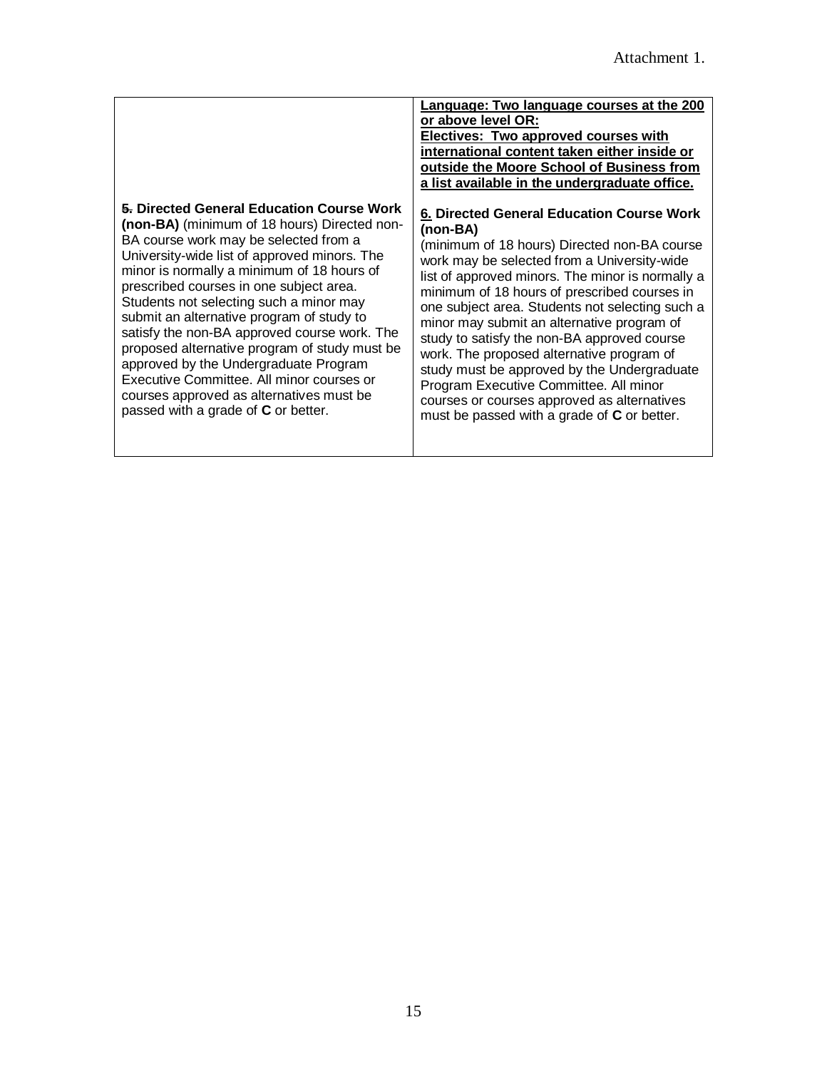Attachment 1.

| | |
|---|---|
| ~~5.~~ **Directed General Education Course Work (non-BA)** (minimum of 18 hours) Directed non-BA course work may be selected from a University-wide list of approved minors. The minor is normally a minimum of 18 hours of prescribed courses in one subject area. Students not selecting such a minor may submit an alternative program of study to satisfy the non-BA approved course work. The proposed alternative program of study must be approved by the Undergraduate Program Executive Committee. All minor courses or courses approved as alternatives must be passed with a grade of **C** or better. | <u>**Language: Two language courses at the 200 or above level OR:**</u><br><u>**Electives: Two approved courses with international content taken either inside or outside the Moore School of Business from a list available in the undergraduate office.**</u><br><br><u>**6.**</u> **Directed General Education Course Work (non-BA)**<br>(minimum of 18 hours) Directed non-BA course work may be selected from a University-wide list of approved minors. The minor is normally a minimum of 18 hours of prescribed courses in one subject area. Students not selecting such a minor may submit an alternative program of study to satisfy the non-BA approved course work. The proposed alternative program of study must be approved by the Undergraduate Program Executive Committee. All minor courses or courses approved as alternatives must be passed with a grade of **C** or better. |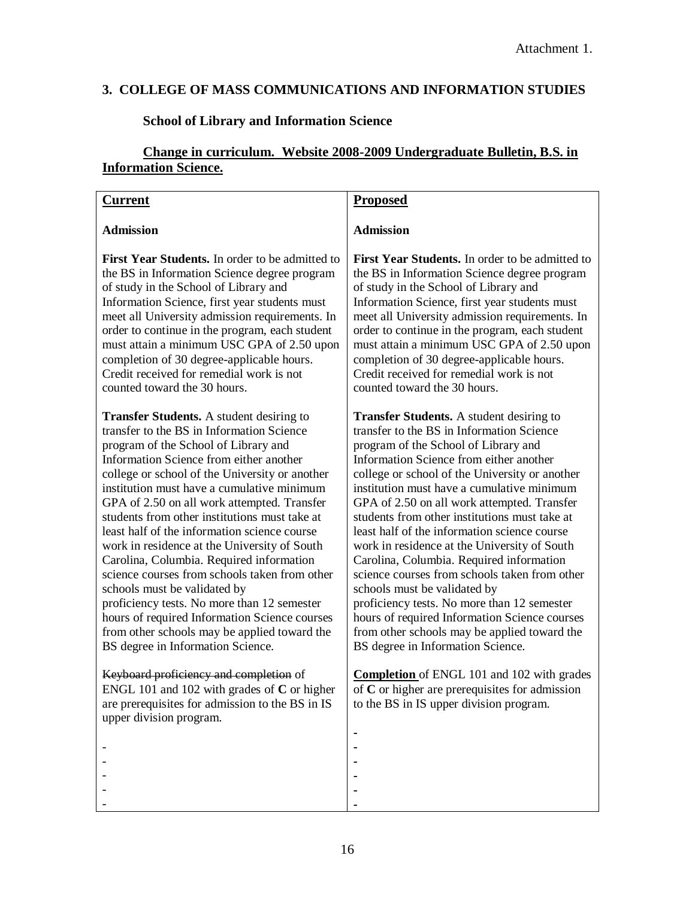Attachment 1.

### 3. COLLEGE OF MASS COMMUNICATIONS AND INFORMATION STUDIES

#### School of Library and Information Science

**<u>Change in curriculum. Website 2008-2009 Undergraduate Bulletin, B.S. in Information Science.</u>**

| **<u>Current</u>** | **<u>Proposed</u>** |
|---|---|
| **Admission** | **Admission** |
| **First Year Students.** In order to be admitted to the BS in Information Science degree program of study in the School of Library and Information Science, first year students must meet all University admission requirements. In order to continue in the program, each student must attain a minimum USC GPA of 2.50 upon completion of 30 degree-applicable hours. Credit received for remedial work is not counted toward the 30 hours. | **First Year Students.** In order to be admitted to the BS in Information Science degree program of study in the School of Library and Information Science, first year students must meet all University admission requirements. In order to continue in the program, each student must attain a minimum USC GPA of 2.50 upon completion of 30 degree-applicable hours. Credit received for remedial work is not counted toward the 30 hours. |
| **Transfer Students.** A student desiring to transfer to the BS in Information Science program of the School of Library and Information Science from either another college or school of the University or another institution must have a cumulative minimum GPA of 2.50 on all work attempted. Transfer students from other institutions must take at least half of the information science course work in residence at the University of South Carolina, Columbia. Required information science courses from schools taken from other schools must be validated by proficiency tests. No more than 12 semester hours of required Information Science courses from other schools may be applied toward the BS degree in Information Science. | **Transfer Students.** A student desiring to transfer to the BS in Information Science program of the School of Library and Information Science from either another college or school of the University or another institution must have a cumulative minimum GPA of 2.50 on all work attempted. Transfer students from other institutions must take at least half of the information science course work in residence at the University of South Carolina, Columbia. Required information science courses from schools taken from other schools must be validated by proficiency tests. No more than 12 semester hours of required Information Science courses from other schools may be applied toward the BS degree in Information Science. |
| ~~Keyboard proficiency and completion~~ of ENGL 101 and 102 with grades of **C** or higher are prerequisites for admission to the BS in IS upper division program. | **<u>Completion</u>** of ENGL 101 and 102 with grades of **C** or higher are prerequisites for admission to the BS in IS upper division program. |
| -<br>-<br>-<br>-<br>- | -<br>-<br>-<br>-<br>-<br>- |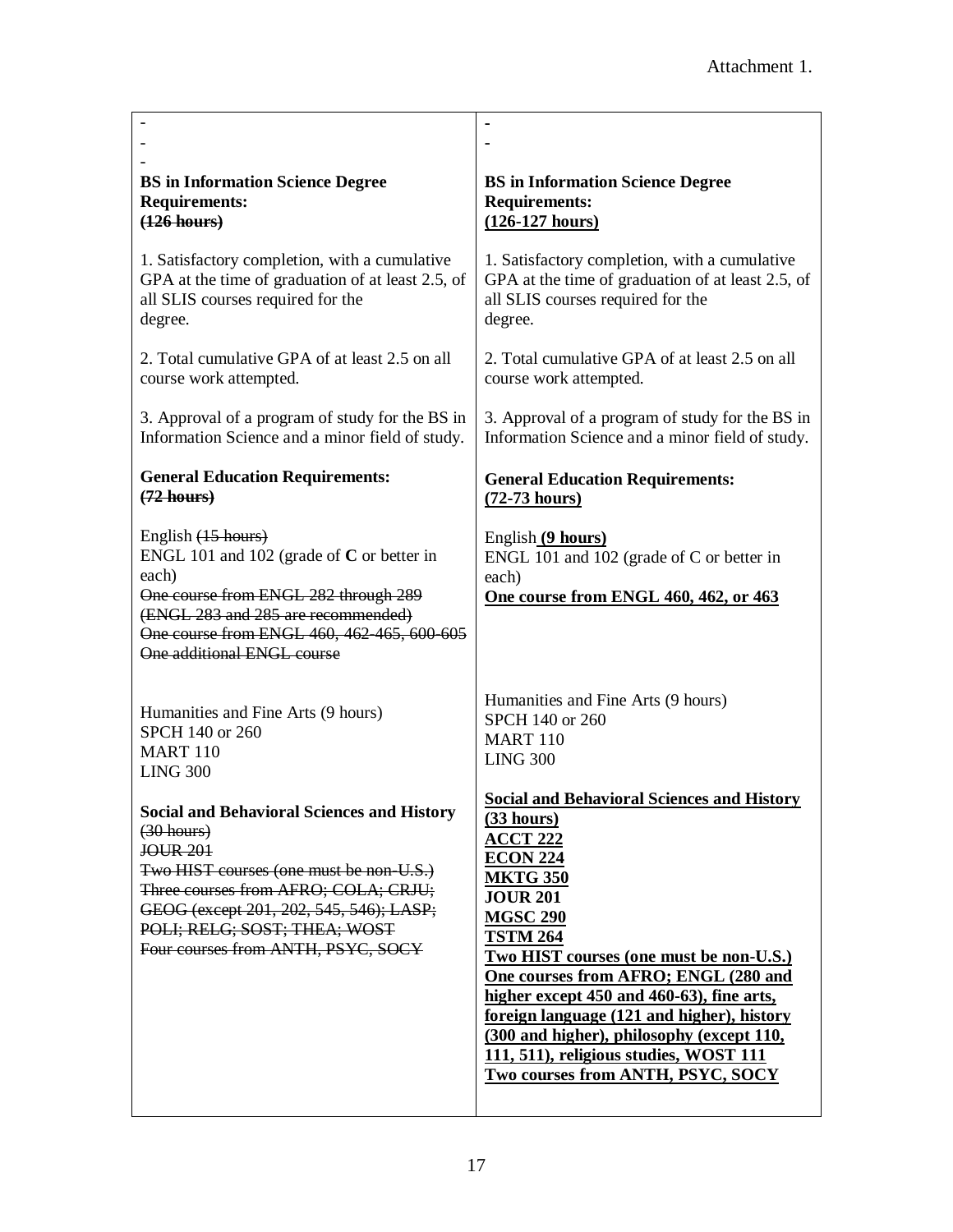Attachment 1.

| - <br> - <br> - <br> **BS in Information Science Degree Requirements:** <br> **~~(126 hours)~~** <br><br> 1. Satisfactory completion, with a cumulative GPA at the time of graduation of at least 2.5, of all SLIS courses required for the degree. <br><br> 2. Total cumulative GPA of at least 2.5 on all course work attempted. <br><br> 3. Approval of a program of study for the BS in Information Science and a minor field of study. <br><br> **General Education Requirements:** <br> **~~(72 hours)~~** <br><br> English ~~(15 hours)~~ <br> ENGL 101 and 102 (grade of **C** or better in each) <br> ~~One course from ENGL 282 through 289 (ENGL 283 and 285 are recommended)~~ <br> ~~One course from ENGL 460, 462-465, 600-605~~ <br> ~~One additional ENGL course~~ <br><br> Humanities and Fine Arts (9 hours) <br> SPCH 140 or 260 <br> MART 110 <br> LING 300 <br><br> **Social and Behavioral Sciences and History** <br> ~~(30 hours)~~ <br> ~~JOUR 201~~ <br> ~~Two HIST courses (one must be non-U.S.)~~ <br> ~~Three courses from AFRO; COLA; CRJU; GEOG (except 201, 202, 545, 546); LASP; POLI; RELG; SOST; THEA; WOST~~ <br> ~~Four courses from ANTH, PSYC, SOCY~~ | - <br> - <br> **BS in Information Science Degree Requirements:** <br> **<u>(126-127 hours)</u>** <br><br> 1. Satisfactory completion, with a cumulative GPA at the time of graduation of at least 2.5, of all SLIS courses required for the degree. <br><br> 2. Total cumulative GPA of at least 2.5 on all course work attempted. <br><br> 3. Approval of a program of study for the BS in Information Science and a minor field of study. <br><br> **General Education Requirements:** <br> **<u>(72-73 hours)</u>** <br><br> English **<u>(9 hours)</u>** <br> ENGL 101 and 102 (grade of C or better in each) <br> **<u>One course from ENGL 460, 462, or 463</u>** <br><br> Humanities and Fine Arts (9 hours) <br> SPCH 140 or 260 <br> MART 110 <br> LING 300 <br><br> **<u>Social and Behavioral Sciences and History (33 hours)</u>** <br> **<u>ACCT 222</u>** <br> **<u>ECON 224</u>** <br> **<u>MKTG 350</u>** <br> **<u>JOUR 201</u>** <br> **<u>MGSC 290</u>** <br> **<u>TSTM 264</u>** <br> **<u>Two HIST courses (one must be non-U.S.)</u>** <br> **<u>One courses from AFRO; ENGL (280 and higher except 450 and 460-63), fine arts, foreign language (121 and higher), history (300 and higher), philosophy (except 110, 111, 511), religious studies, WOST 111</u>** <br> **<u>Two courses from ANTH, PSYC, SOCY</u>** |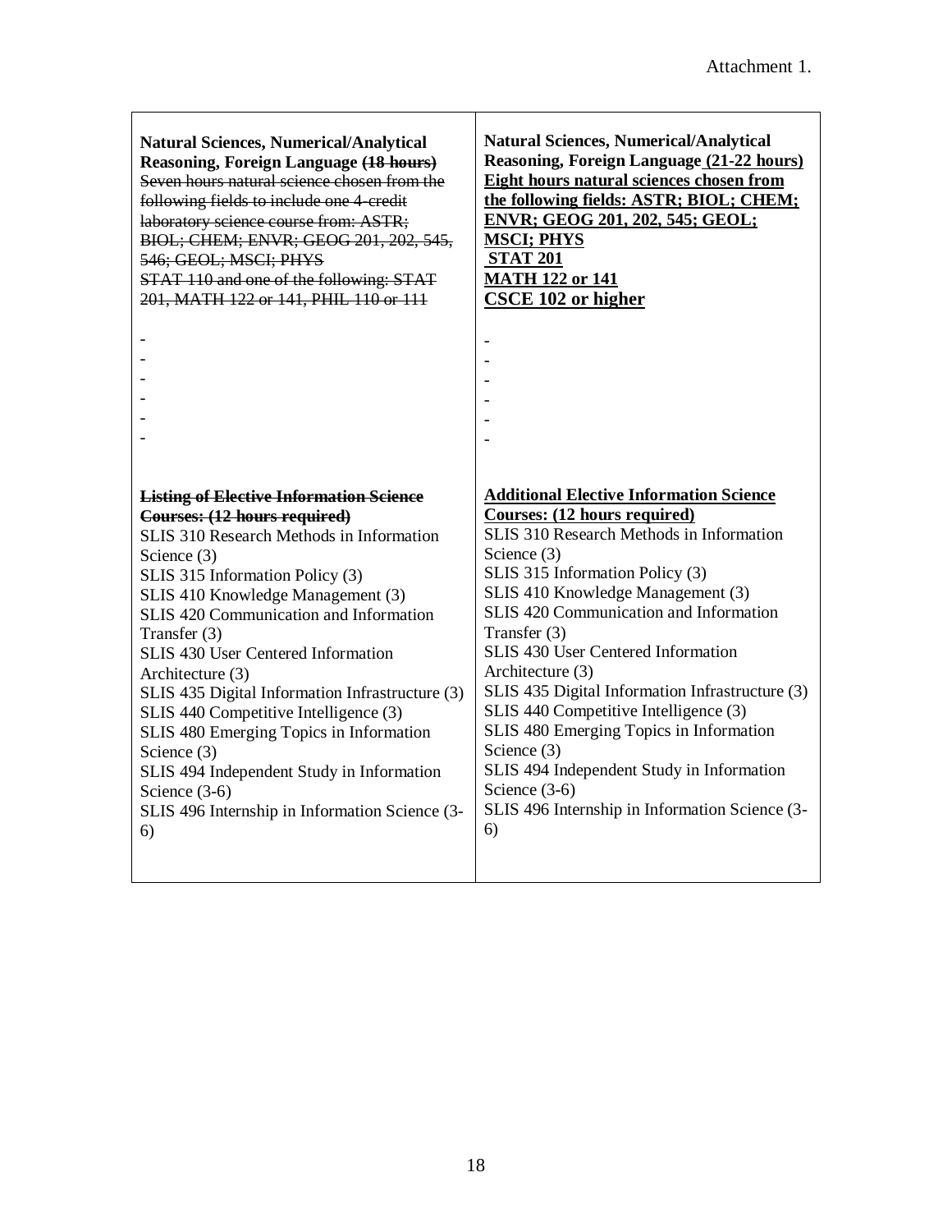Attachment 1.

| | |
|---|---|
| **Natural Sciences, Numerical/Analytical Reasoning, Foreign Language ~~(18 hours)~~**<br>~~Seven hours natural science chosen from the following fields to include one 4-credit laboratory science course from: ASTR; BIOL; CHEM; ENVR; GEOG 201, 202, 545, 546; GEOL; MSCI; PHYS~~<br>~~STAT 110 and one of the following: STAT 201, MATH 122 or 141, PHIL 110 or 111~~<br><br>-<br>-<br>-<br>-<br>-<br>- | **Natural Sciences, Numerical/Analytical Reasoning, Foreign Language <u>(21-22 hours)</u>**<br>**<u>Eight hours natural sciences chosen from the following fields: ASTR; BIOL; CHEM; ENVR; GEOG 201, 202, 545; GEOL; MSCI; PHYS</u>**<br>**<u>STAT 201</u>**<br>**<u>MATH 122 or 141</u>**<br>**<u>CSCE 102 or higher</u>**<br><br>-<br>-<br>-<br>-<br>-<br>- |
| **~~Listing of Elective Information Science Courses: (12 hours required)~~**<br>SLIS 310 Research Methods in Information Science (3)<br>SLIS 315 Information Policy (3)<br>SLIS 410 Knowledge Management (3)<br>SLIS 420 Communication and Information Transfer (3)<br>SLIS 430 User Centered Information Architecture (3)<br>SLIS 435 Digital Information Infrastructure (3)<br>SLIS 440 Competitive Intelligence (3)<br>SLIS 480 Emerging Topics in Information Science (3)<br>SLIS 494 Independent Study in Information Science (3-6)<br>SLIS 496 Internship in Information Science (3-6) | **<u>Additional Elective Information Science Courses: (12 hours required)</u>**<br>SLIS 310 Research Methods in Information Science (3)<br>SLIS 315 Information Policy (3)<br>SLIS 410 Knowledge Management (3)<br>SLIS 420 Communication and Information Transfer (3)<br>SLIS 430 User Centered Information Architecture (3)<br>SLIS 435 Digital Information Infrastructure (3)<br>SLIS 440 Competitive Intelligence (3)<br>SLIS 480 Emerging Topics in Information Science (3)<br>SLIS 494 Independent Study in Information Science (3-6)<br>SLIS 496 Internship in Information Science (3-6) |